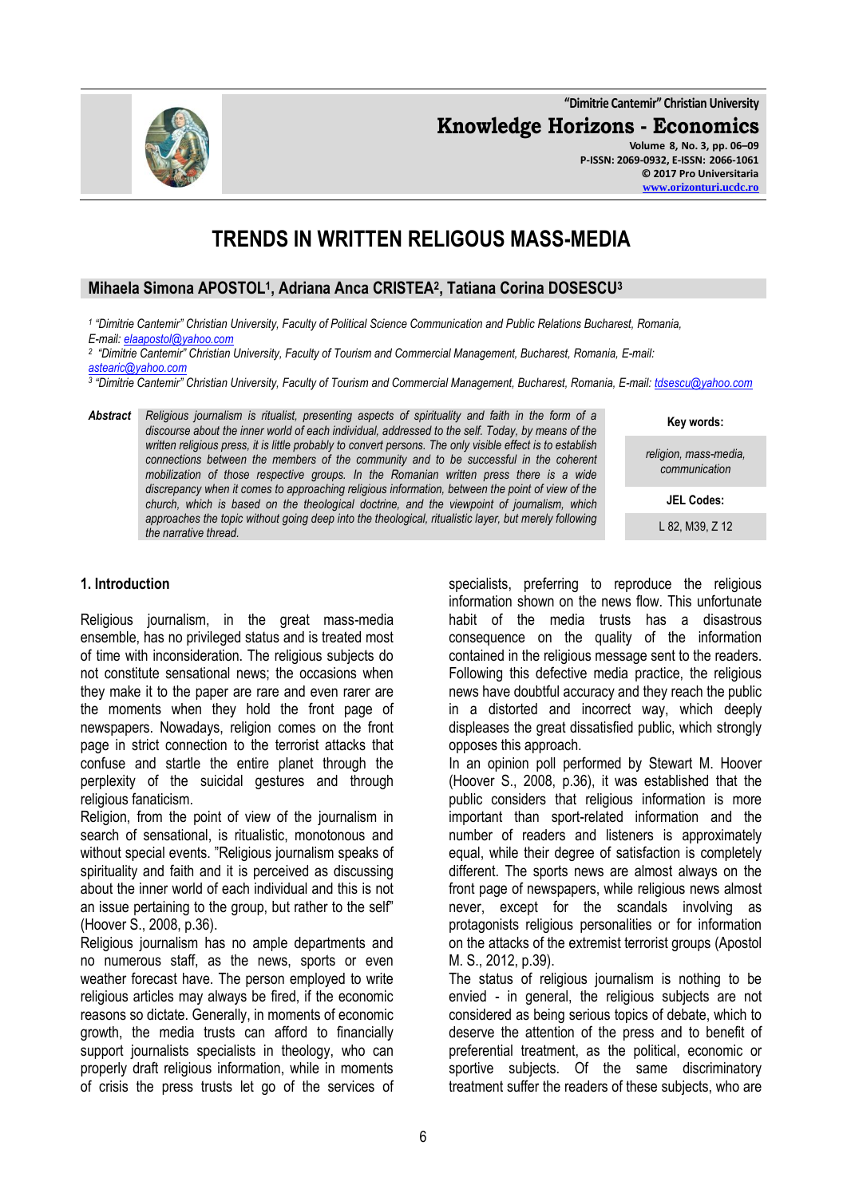# TRENDS IN WRITTEN RELIGOUS MASS-MEDIA

**Mihaela Simona APOSTOL[1], Adriana Anca CRISTEA[2], Tatiana Corina DOSESCU[3]**

*[1] "Dimitrie Cantemir" Christian University, Faculty of Political Science Communication and Public Relations Bucharest, Romania, E-mail: elaapostol@yahoo.com*

*[2] "Dimitrie Cantemir" Christian University, Faculty of Tourism and Commercial Management, Bucharest, Romania, E-mail: astearic@yahoo.com*

*[3] "Dimitrie Cantemir" Christian University, Faculty of Tourism and Commercial Management, Bucharest, Romania, E-mail: tdsescu@yahoo.com*

***Abstract*** *Religious journalism is ritualist, presenting aspects of spirituality and faith in the form of a discourse about the inner world of each individual, addressed to the self. Today, by means of the written religious press, it is little probably to convert persons. The only visible effect is to establish connections between the members of the community and to be successful in the coherent mobilization of those respective groups. In the Romanian written press there is a wide discrepancy when it comes to approaching religious information, between the point of view of the church, which is based on the theological doctrine, and the viewpoint of journalism, which approaches the topic without going deep into the theological, ritualistic layer, but merely following the narrative thread.*

**Key words:** *religion, mass-media, communication*

**JEL Codes:** L 82, M39, Z 12

## 1. Introduction

Religious journalism, in the great mass-media ensemble, has no privileged status and is treated most of time with inconsideration. The religious subjects do not constitute sensational news; the occasions when they make it to the paper are rare and even rarer are the moments when they hold the front page of newspapers. Nowadays, religion comes on the front page in strict connection to the terrorist attacks that confuse and startle the entire planet through the perplexity of the suicidal gestures and through religious fanaticism.

Religion, from the point of view of the journalism in search of sensational, is ritualistic, monotonous and without special events. "Religious journalism speaks of spirituality and faith and it is perceived as discussing about the inner world of each individual and this is not an issue pertaining to the group, but rather to the self" (Hoover S., 2008, p.36).

Religious journalism has no ample departments and no numerous staff, as the news, sports or even weather forecast have. The person employed to write religious articles may always be fired, if the economic reasons so dictate. Generally, in moments of economic growth, the media trusts can afford to financially support journalists specialists in theology, who can properly draft religious information, while in moments of crisis the press trusts let go of the services of specialists, preferring to reproduce the religious information shown on the news flow. This unfortunate habit of the media trusts has a disastrous consequence on the quality of the information contained in the religious message sent to the readers. Following this defective media practice, the religious news have doubtful accuracy and they reach the public in a distorted and incorrect way, which deeply displeases the great dissatisfied public, which strongly opposes this approach.

In an opinion poll performed by Stewart M. Hoover (Hoover S., 2008, p.36), it was established that the public considers that religious information is more important than sport-related information and the number of readers and listeners is approximately equal, while their degree of satisfaction is completely different. The sports news are almost always on the front page of newspapers, while religious news almost never, except for the scandals involving as protagonists religious personalities or for information on the attacks of the extremist terrorist groups (Apostol M. S., 2012, p.39).

The status of religious journalism is nothing to be envied - in general, the religious subjects are not considered as being serious topics of debate, which to deserve the attention of the press and to benefit of preferential treatment, as the political, economic or sportive subjects. Of the same discriminatory treatment suffer the readers of these subjects, who are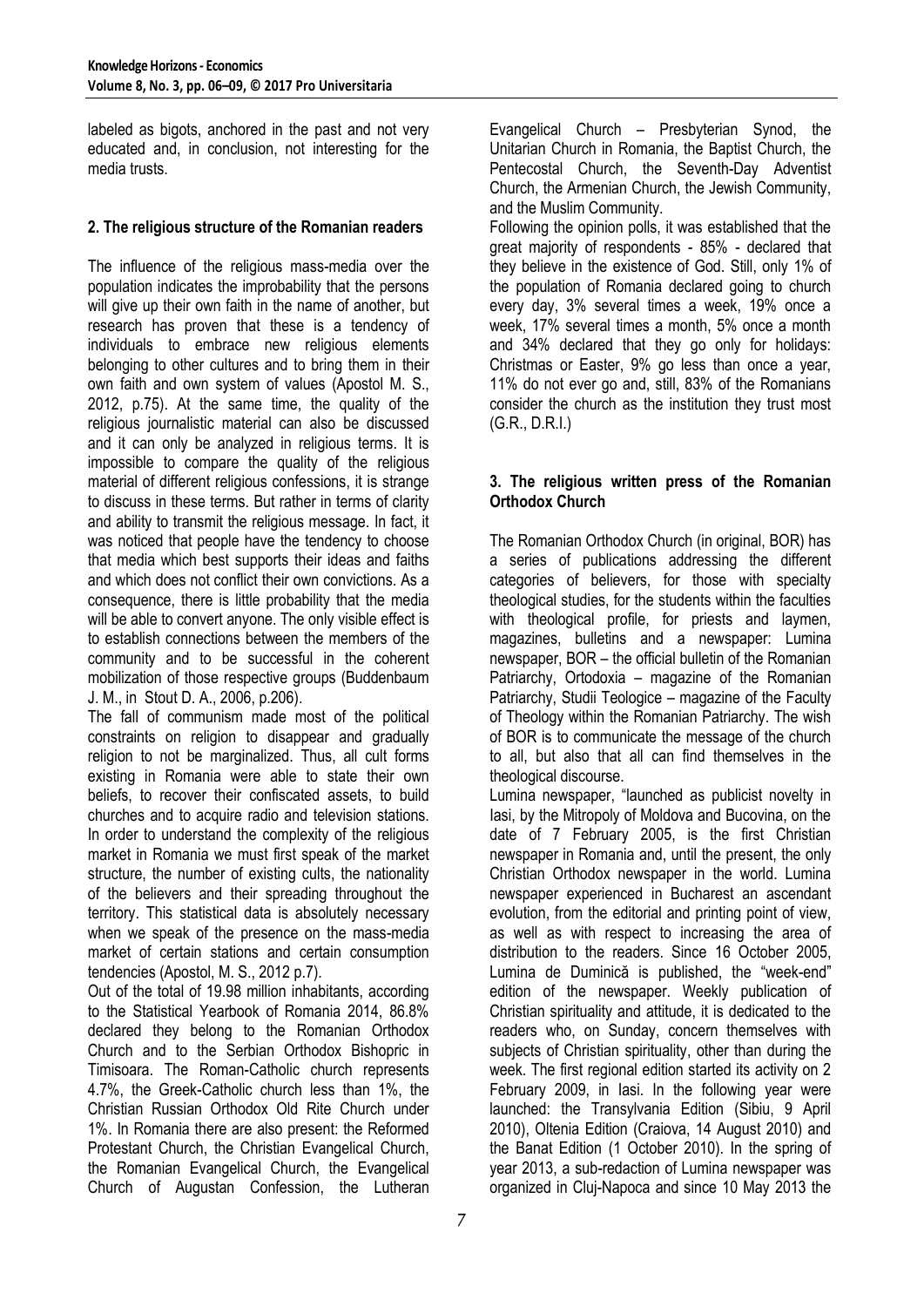labeled as bigots, anchored in the past and not very educated and, in conclusion, not interesting for the media trusts.

## 2. The religious structure of the Romanian readers

The influence of the religious mass-media over the population indicates the improbability that the persons will give up their own faith in the name of another, but research has proven that these is a tendency of individuals to embrace new religious elements belonging to other cultures and to bring them in their own faith and own system of values (Apostol M. S., 2012, p.75). At the same time, the quality of the religious journalistic material can also be discussed and it can only be analyzed in religious terms. It is impossible to compare the quality of the religious material of different religious confessions, it is strange to discuss in these terms. But rather in terms of clarity and ability to transmit the religious message. In fact, it was noticed that people have the tendency to choose that media which best supports their ideas and faiths and which does not conflict their own convictions. As a consequence, there is little probability that the media will be able to convert anyone. The only visible effect is to establish connections between the members of the community and to be successful in the coherent mobilization of those respective groups (Buddenbaum J. M., in Stout D. A., 2006, p.206).

The fall of communism made most of the political constraints on religion to disappear and gradually religion to not be marginalized. Thus, all cult forms existing in Romania were able to state their own beliefs, to recover their confiscated assets, to build churches and to acquire radio and television stations. In order to understand the complexity of the religious market in Romania we must first speak of the market structure, the number of existing cults, the nationality of the believers and their spreading throughout the territory. This statistical data is absolutely necessary when we speak of the presence on the mass-media market of certain stations and certain consumption tendencies (Apostol, M. S., 2012 p.7).

Out of the total of 19.98 million inhabitants, according to the Statistical Yearbook of Romania 2014, 86.8% declared they belong to the Romanian Orthodox Church and to the Serbian Orthodox Bishopric in Timisoara. The Roman-Catholic church represents 4.7%, the Greek-Catholic church less than 1%, the Christian Russian Orthodox Old Rite Church under 1%. In Romania there are also present: the Reformed Protestant Church, the Christian Evangelical Church, the Romanian Evangelical Church, the Evangelical Church of Augustan Confession, the Lutheran Evangelical Church – Presbyterian Synod, the Unitarian Church in Romania, the Baptist Church, the Pentecostal Church, the Seventh-Day Adventist Church, the Armenian Church, the Jewish Community, and the Muslim Community.

Following the opinion polls, it was established that the great majority of respondents - 85% - declared that they believe in the existence of God. Still, only 1% of the population of Romania declared going to church every day, 3% several times a week, 19% once a week, 17% several times a month, 5% once a month and 34% declared that they go only for holidays: Christmas or Easter, 9% go less than once a year, 11% do not ever go and, still, 83% of the Romanians consider the church as the institution they trust most (G.R., D.R.I.)

## 3. The religious written press of the Romanian Orthodox Church

The Romanian Orthodox Church (in original, BOR) has a series of publications addressing the different categories of believers, for those with specialty theological studies, for the students within the faculties with theological profile, for priests and laymen, magazines, bulletins and a newspaper: Lumina newspaper, BOR – the official bulletin of the Romanian Patriarchy, Ortodoxia – magazine of the Romanian Patriarchy, Studii Teologice – magazine of the Faculty of Theology within the Romanian Patriarchy. The wish of BOR is to communicate the message of the church to all, but also that all can find themselves in the theological discourse.

Lumina newspaper, "launched as publicist novelty in Iasi, by the Mitropoly of Moldova and Bucovina, on the date of 7 February 2005, is the first Christian newspaper in Romania and, until the present, the only Christian Orthodox newspaper in the world. Lumina newspaper experienced in Bucharest an ascendant evolution, from the editorial and printing point of view, as well as with respect to increasing the area of distribution to the readers. Since 16 October 2005, Lumina de Duminică is published, the "week-end" edition of the newspaper. Weekly publication of Christian spirituality and attitude, it is dedicated to the readers who, on Sunday, concern themselves with subjects of Christian spirituality, other than during the week. The first regional edition started its activity on 2 February 2009, in Iasi. In the following year were launched: the Transylvania Edition (Sibiu, 9 April 2010), Oltenia Edition (Craiova, 14 August 2010) and the Banat Edition (1 October 2010). In the spring of year 2013, a sub-redaction of Lumina newspaper was organized in Cluj-Napoca and since 10 May 2013 the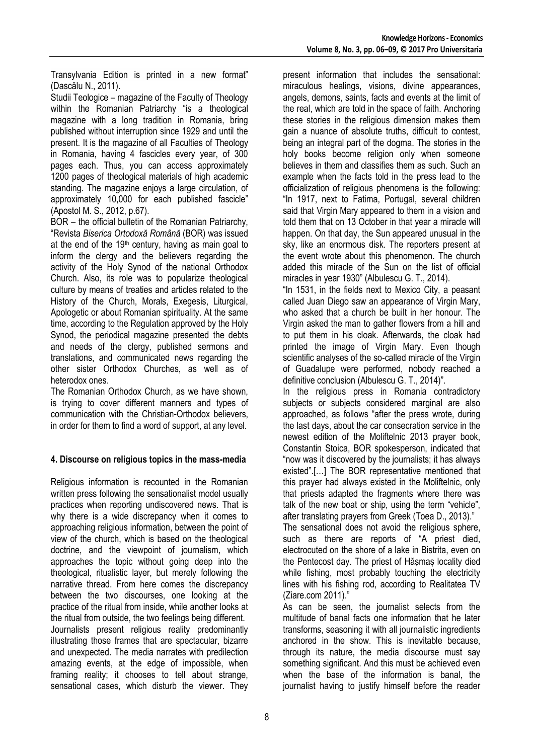Transylvania Edition is printed in a new format" (Dascălu N., 2011).

Studii Teologice – magazine of the Faculty of Theology within the Romanian Patriarchy "is a theological magazine with a long tradition in Romania, bring published without interruption since 1929 and until the present. It is the magazine of all Faculties of Theology in Romania, having 4 fascicles every year, of 300 pages each. Thus, you can access approximately 1200 pages of theological materials of high academic standing. The magazine enjoys a large circulation, of approximately 10,000 for each published fascicle" (Apostol M. S., 2012, p.67).

BOR – the official bulletin of the Romanian Patriarchy, "Revista *Biserica Ortodoxă Română* (BOR) was issued at the end of the 19th century, having as main goal to inform the clergy and the believers regarding the activity of the Holy Synod of the national Orthodox Church. Also, its role was to popularize theological culture by means of treaties and articles related to the History of the Church, Morals, Exegesis, Liturgical, Apologetic or about Romanian spirituality. At the same time, according to the Regulation approved by the Holy Synod, the periodical magazine presented the debts and needs of the clergy, published sermons and translations, and communicated news regarding the other sister Orthodox Churches, as well as of heterodox ones.

The Romanian Orthodox Church, as we have shown, is trying to cover different manners and types of communication with the Christian-Orthodox believers, in order for them to find a word of support, at any level.

## 4. Discourse on religious topics in the mass-media

Religious information is recounted in the Romanian written press following the sensationalist model usually practices when reporting undiscovered news. That is why there is a wide discrepancy when it comes to approaching religious information, between the point of view of the church, which is based on the theological doctrine, and the viewpoint of journalism, which approaches the topic without going deep into the theological, ritualistic layer, but merely following the narrative thread. From here comes the discrepancy between the two discourses, one looking at the practice of the ritual from inside, while another looks at the ritual from outside, the two feelings being different.

Journalists present religious reality predominantly illustrating those frames that are spectacular, bizarre and unexpected. The media narrates with predilection amazing events, at the edge of impossible, when framing reality; it chooses to tell about strange, sensational cases, which disturb the viewer. They present information that includes the sensational: miraculous healings, visions, divine appearances, angels, demons, saints, facts and events at the limit of the real, which are told in the space of faith. Anchoring these stories in the religious dimension makes them gain a nuance of absolute truths, difficult to contest, being an integral part of the dogma. The stories in the holy books become religion only when someone believes in them and classifies them as such. Such an example when the facts told in the press lead to the officialization of religious phenomena is the following: "In 1917, next to Fatima, Portugal, several children said that Virgin Mary appeared to them in a vision and told them that on 13 October in that year a miracle will happen. On that day, the Sun appeared unusual in the sky, like an enormous disk. The reporters present at the event wrote about this phenomenon. The church added this miracle of the Sun on the list of official miracles in year 1930" (Albulescu G. T., 2014).

"In 1531, in the fields next to Mexico City, a peasant called Juan Diego saw an appearance of Virgin Mary, who asked that a church be built in her honour. The Virgin asked the man to gather flowers from a hill and to put them in his cloak. Afterwards, the cloak had printed the image of Virgin Mary. Even though scientific analyses of the so-called miracle of the Virgin of Guadalupe were performed, nobody reached a definitive conclusion (Albulescu G. T., 2014)".

In the religious press in Romania contradictory subjects or subjects considered marginal are also approached, as follows "after the press wrote, during the last days, about the car consecration service in the newest edition of the Molifelnic 2013 prayer book, Constantin Stoica, BOR spokesperson, indicated that "now was it discovered by the journalists; it has always existed".[…] The BOR representative mentioned that this prayer had always existed in the Moliftelnic, only that priests adapted the fragments where there was talk of the new boat or ship, using the term "vehicle", after translating prayers from Greek (Toea D., 2013)."

The sensational does not avoid the religious sphere, such as there are reports of "A priest died, electrocuted on the shore of a lake in Bistrita, even on the Pentecost day. The priest of Hășmaș locality died while fishing, most probably touching the electricity lines with his fishing rod, according to Realitatea TV (Ziare.com 2011)."

As can be seen, the journalist selects from the multitude of banal facts one information that he later transforms, seasoning it with all journalistic ingredients anchored in the show. This is inevitable because, through its nature, the media discourse must say something significant. And this must be achieved even when the base of the information is banal, the journalist having to justify himself before the reader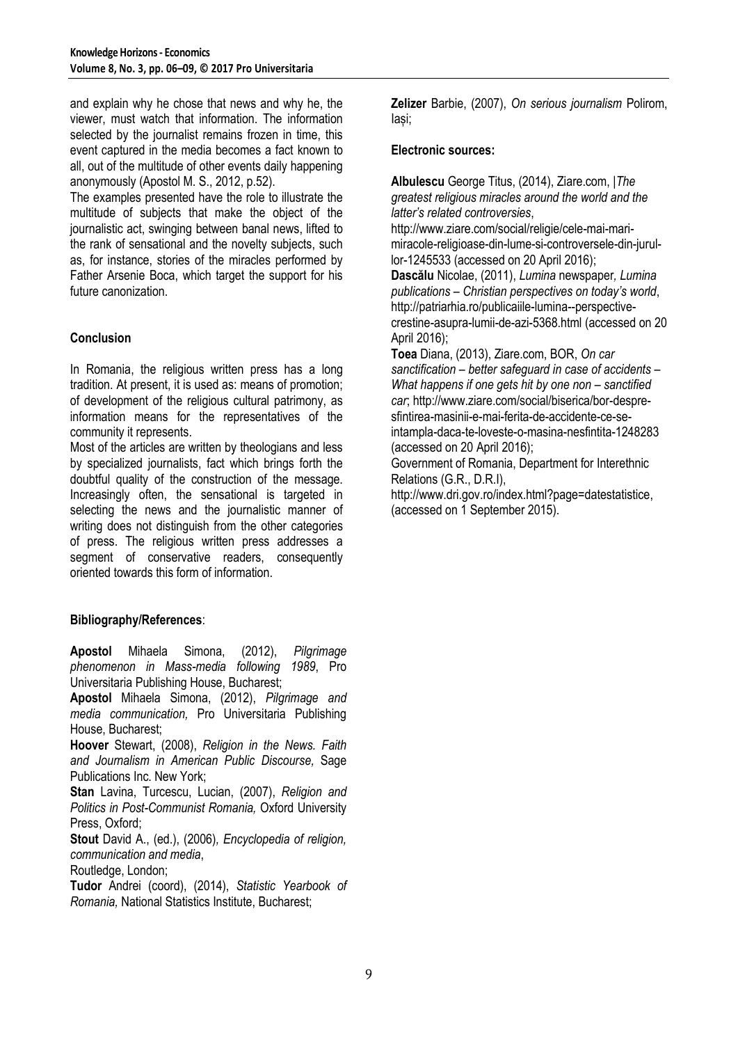and explain why he chose that news and why he, the viewer, must watch that information. The information selected by the journalist remains frozen in time, this event captured in the media becomes a fact known to all, out of the multitude of other events daily happening anonymously (Apostol M. S., 2012, p.52).

The examples presented have the role to illustrate the multitude of subjects that make the object of the journalistic act, swinging between banal news, lifted to the rank of sensational and the novelty subjects, such as, for instance, stories of the miracles performed by Father Arsenie Boca, which target the support for his future canonization.

## Conclusion

In Romania, the religious written press has a long tradition. At present, it is used as: means of promotion; of development of the religious cultural patrimony, as information means for the representatives of the community it represents.

Most of the articles are written by theologians and less by specialized journalists, fact which brings forth the doubtful quality of the construction of the message. Increasingly often, the sensational is targeted in selecting the news and the journalistic manner of writing does not distinguish from the other categories of press. The religious written press addresses a segment of conservative readers, consequently oriented towards this form of information.

## Bibliography/References:

**Apostol** Mihaela Simona, (2012), *Pilgrimage phenomenon in Mass-media following 1989*, Pro Universitaria Publishing House, Bucharest;

**Apostol** Mihaela Simona, (2012), *Pilgrimage and media communication,* Pro Universitaria Publishing House, Bucharest;

**Hoover** Stewart, (2008), *Religion in the News. Faith and Journalism in American Public Discourse,* Sage Publications Inc. New York;

**Stan** Lavina, Turcescu, Lucian, (2007), *Religion and Politics in Post-Communist Romania,* Oxford University Press, Oxford;

**Stout** David A., (ed.), (2006)*, Encyclopedia of religion, communication and media*, Routledge, London;

**Tudor** Andrei (coord), (2014), *Statistic Yearbook of Romania,* National Statistics Institute, Bucharest;

**Zelizer** Barbie, (2007), *On serious journalism* Polirom, Iași;

**Electronic sources:**

**Albulescu** George Titus, (2014), Ziare.com, |*The greatest religious miracles around the world and the latter's related controversies*, http://www.ziare.com/social/religie/cele-mai-mari-miracole-religioase-din-lume-si-controversele-din-jurul-lor-1245533 (accessed on 20 April 2016);

**Dascălu** Nicolae, (2011), *Lumina* newspaper*, Lumina publications – Christian perspectives on today's world*, http://patriarhia.ro/publicaiile-lumina--perspective-crestine-asupra-lumii-de-azi-5368.html (accessed on 20 April 2016);

**Toea** Diana, (2013), Ziare.com, BOR, *On car sanctification – better safeguard in case of accidents – What happens if one gets hit by one non – sanctified car*; http://www.ziare.com/social/biserica/bor-despre-sfintirea-masinii-e-mai-ferita-de-accidente-ce-se-intampla-daca-te-loveste-o-masina-nesfintita-1248283 (accessed on 20 April 2016);

Government of Romania, Department for Interethnic Relations (G.R., D.R.I), http://www.dri.gov.ro/index.html?page=datestatistice, (accessed on 1 September 2015).